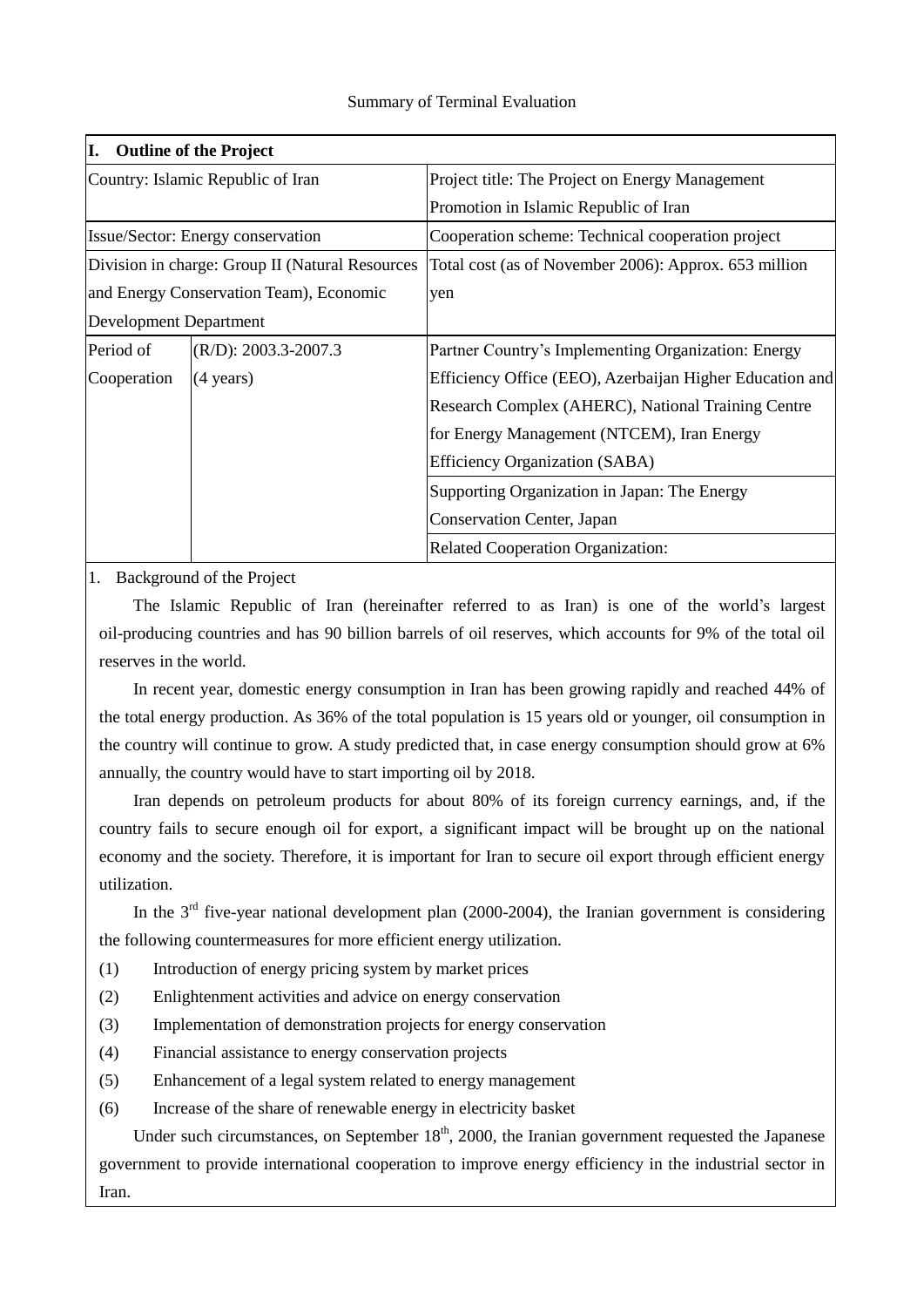Summary of Terminal Evaluation

| I. Outline of the Project | | |
|---|---|---|
| Country: Islamic Republic of Iran | | Project title: The Project on Energy Management Promotion in Islamic Republic of Iran |
| Issue/Sector: Energy conservation | | Cooperation scheme: Technical cooperation project |
| Division in charge: Group II (Natural Resources and Energy Conservation Team), Economic Development Department | | Total cost (as of November 2006): Approx. 653 million yen |
| Period of Cooperation | (R/D): 2003.3-2007.3 (4 years) | Partner Country's Implementing Organization: Energy Efficiency Office (EEO), Azerbaijan Higher Education and Research Complex (AHERC), National Training Centre for Energy Management (NTCEM), Iran Energy Efficiency Organization (SABA) |
| | | Supporting Organization in Japan: The Energy Conservation Center, Japan |
| | | Related Cooperation Organization: |

1. Background of the Project

The Islamic Republic of Iran (hereinafter referred to as Iran) is one of the world's largest oil-producing countries and has 90 billion barrels of oil reserves, which accounts for 9% of the total oil reserves in the world.

In recent year, domestic energy consumption in Iran has been growing rapidly and reached 44% of the total energy production. As 36% of the total population is 15 years old or younger, oil consumption in the country will continue to grow. A study predicted that, in case energy consumption should grow at 6% annually, the country would have to start importing oil by 2018.

Iran depends on petroleum products for about 80% of its foreign currency earnings, and, if the country fails to secure enough oil for export, a significant impact will be brought up on the national economy and the society. Therefore, it is important for Iran to secure oil export through efficient energy utilization.

In the 3rd five-year national development plan (2000-2004), the Iranian government is considering the following countermeasures for more efficient energy utilization.

(1) Introduction of energy pricing system by market prices
(2) Enlightenment activities and advice on energy conservation
(3) Implementation of demonstration projects for energy conservation
(4) Financial assistance to energy conservation projects
(5) Enhancement of a legal system related to energy management
(6) Increase of the share of renewable energy in electricity basket

Under such circumstances, on September 18th, 2000, the Iranian government requested the Japanese government to provide international cooperation to improve energy efficiency in the industrial sector in Iran.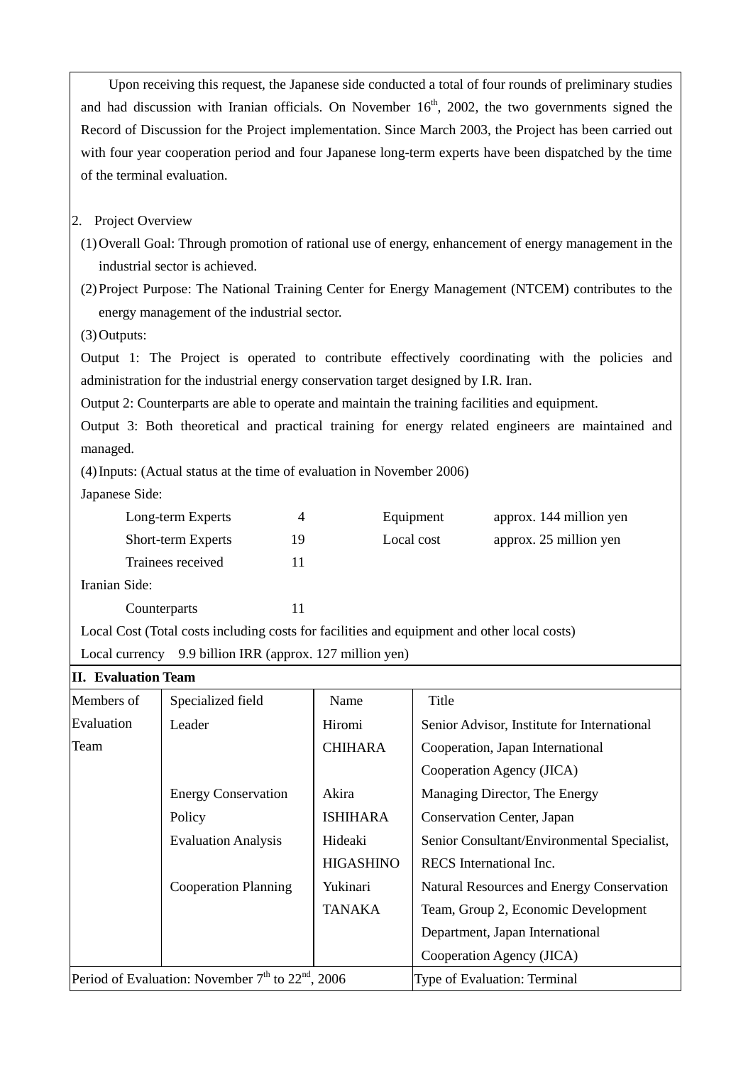Upon receiving this request, the Japanese side conducted a total of four rounds of preliminary studies and had discussion with Iranian officials. On November 16th, 2002, the two governments signed the Record of Discussion for the Project implementation. Since March 2003, the Project has been carried out with four year cooperation period and four Japanese long-term experts have been dispatched by the time of the terminal evaluation.

2. Project Overview

(1) Overall Goal: Through promotion of rational use of energy, enhancement of energy management in the industrial sector is achieved.

(2) Project Purpose: The National Training Center for Energy Management (NTCEM) contributes to the energy management of the industrial sector.

(3) Outputs:

Output 1: The Project is operated to contribute effectively coordinating with the policies and administration for the industrial energy conservation target designed by I.R. Iran.

Output 2: Counterparts are able to operate and maintain the training facilities and equipment.

Output 3: Both theoretical and practical training for energy related engineers are maintained and managed.

(4) Inputs: (Actual status at the time of evaluation in November 2006)

Japanese Side:

| | | | |
|---|---|---|---|
| Long-term Experts | 4 | Equipment | approx. 144 million yen |
| Short-term Experts | 19 | Local cost | approx. 25 million yen |
| Trainees received | 11 | | |

Iranian Side:

| | |
|---|---|
| Counterparts | 11 |

Local Cost (Total costs including costs for facilities and equipment and other local costs)

Local currency 9.9 billion IRR (approx. 127 million yen)

**II. Evaluation Team**

| Members of Evaluation Team | Specialized field | Name | Title |
|---|---|---|---|
| | Leader | Hiromi CHIHARA | Senior Advisor, Institute for International Cooperation, Japan International Cooperation Agency (JICA) |
| | Energy Conservation Policy | Akira ISHIHARA | Managing Director, The Energy Conservation Center, Japan |
| | Evaluation Analysis | Hideaki HIGASHINO | Senior Consultant/Environmental Specialist, RECS International Inc. |
| | Cooperation Planning | Yukinari TANAKA | Natural Resources and Energy Conservation Team, Group 2, Economic Development Department, Japan International Cooperation Agency (JICA) |

| Period of Evaluation: November 7th to 22nd, 2006 | Type of Evaluation: Terminal |
|---|---|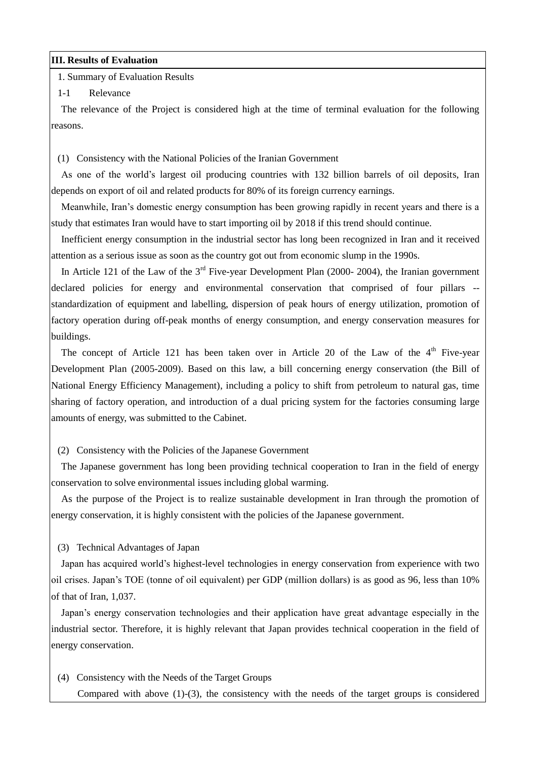**III. Results of Evaluation**

1. Summary of Evaluation Results

1-1 Relevance

The relevance of the Project is considered high at the time of terminal evaluation for the following reasons.

(1) Consistency with the National Policies of the Iranian Government

As one of the world's largest oil producing countries with 132 billion barrels of oil deposits, Iran depends on export of oil and related products for 80% of its foreign currency earnings.

Meanwhile, Iran's domestic energy consumption has been growing rapidly in recent years and there is a study that estimates Iran would have to start importing oil by 2018 if this trend should continue.

Inefficient energy consumption in the industrial sector has long been recognized in Iran and it received attention as a serious issue as soon as the country got out from economic slump in the 1990s.

In Article 121 of the Law of the 3rd Five-year Development Plan (2000- 2004), the Iranian government declared policies for energy and environmental conservation that comprised of four pillars -- standardization of equipment and labelling, dispersion of peak hours of energy utilization, promotion of factory operation during off-peak months of energy consumption, and energy conservation measures for buildings.

The concept of Article 121 has been taken over in Article 20 of the Law of the 4th Five-year Development Plan (2005-2009). Based on this law, a bill concerning energy conservation (the Bill of National Energy Efficiency Management), including a policy to shift from petroleum to natural gas, time sharing of factory operation, and introduction of a dual pricing system for the factories consuming large amounts of energy, was submitted to the Cabinet.

(2) Consistency with the Policies of the Japanese Government

The Japanese government has long been providing technical cooperation to Iran in the field of energy conservation to solve environmental issues including global warming.

As the purpose of the Project is to realize sustainable development in Iran through the promotion of energy conservation, it is highly consistent with the policies of the Japanese government.

(3) Technical Advantages of Japan

Japan has acquired world's highest-level technologies in energy conservation from experience with two oil crises. Japan's TOE (tonne of oil equivalent) per GDP (million dollars) is as good as 96, less than 10% of that of Iran, 1,037.

Japan's energy conservation technologies and their application have great advantage especially in the industrial sector. Therefore, it is highly relevant that Japan provides technical cooperation in the field of energy conservation.

(4) Consistency with the Needs of the Target Groups

Compared with above (1)-(3), the consistency with the needs of the target groups is considered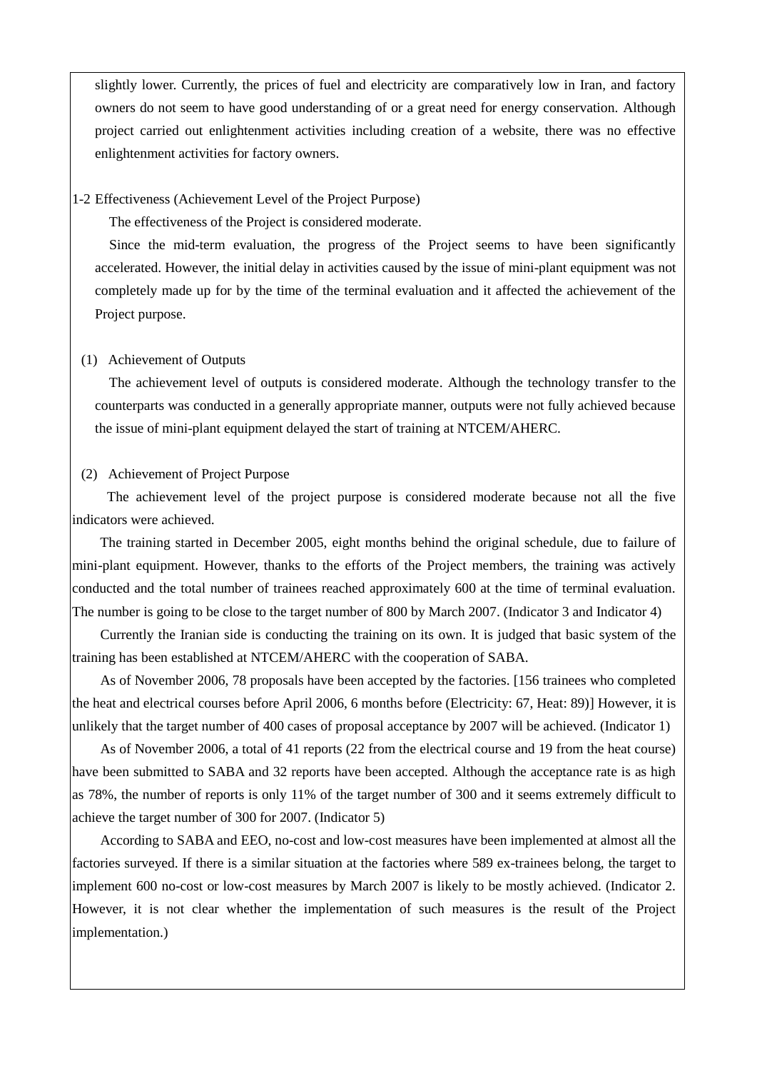slightly lower. Currently, the prices of fuel and electricity are comparatively low in Iran, and factory owners do not seem to have good understanding of or a great need for energy conservation. Although project carried out enlightenment activities including creation of a website, there was no effective enlightenment activities for factory owners.

1-2 Effectiveness (Achievement Level of the Project Purpose)

The effectiveness of the Project is considered moderate.

Since the mid-term evaluation, the progress of the Project seems to have been significantly accelerated. However, the initial delay in activities caused by the issue of mini-plant equipment was not completely made up for by the time of the terminal evaluation and it affected the achievement of the Project purpose.

(1) Achievement of Outputs

The achievement level of outputs is considered moderate. Although the technology transfer to the counterparts was conducted in a generally appropriate manner, outputs were not fully achieved because the issue of mini-plant equipment delayed the start of training at NTCEM/AHERC.

(2) Achievement of Project Purpose

The achievement level of the project purpose is considered moderate because not all the five indicators were achieved.

The training started in December 2005, eight months behind the original schedule, due to failure of mini-plant equipment. However, thanks to the efforts of the Project members, the training was actively conducted and the total number of trainees reached approximately 600 at the time of terminal evaluation. The number is going to be close to the target number of 800 by March 2007. (Indicator 3 and Indicator 4)

Currently the Iranian side is conducting the training on its own. It is judged that basic system of the training has been established at NTCEM/AHERC with the cooperation of SABA.

As of November 2006, 78 proposals have been accepted by the factories. [156 trainees who completed the heat and electrical courses before April 2006, 6 months before (Electricity: 67, Heat: 89)] However, it is unlikely that the target number of 400 cases of proposal acceptance by 2007 will be achieved. (Indicator 1)

As of November 2006, a total of 41 reports (22 from the electrical course and 19 from the heat course) have been submitted to SABA and 32 reports have been accepted. Although the acceptance rate is as high as 78%, the number of reports is only 11% of the target number of 300 and it seems extremely difficult to achieve the target number of 300 for 2007. (Indicator 5)

According to SABA and EEO, no-cost and low-cost measures have been implemented at almost all the factories surveyed. If there is a similar situation at the factories where 589 ex-trainees belong, the target to implement 600 no-cost or low-cost measures by March 2007 is likely to be mostly achieved. (Indicator 2. However, it is not clear whether the implementation of such measures is the result of the Project implementation.)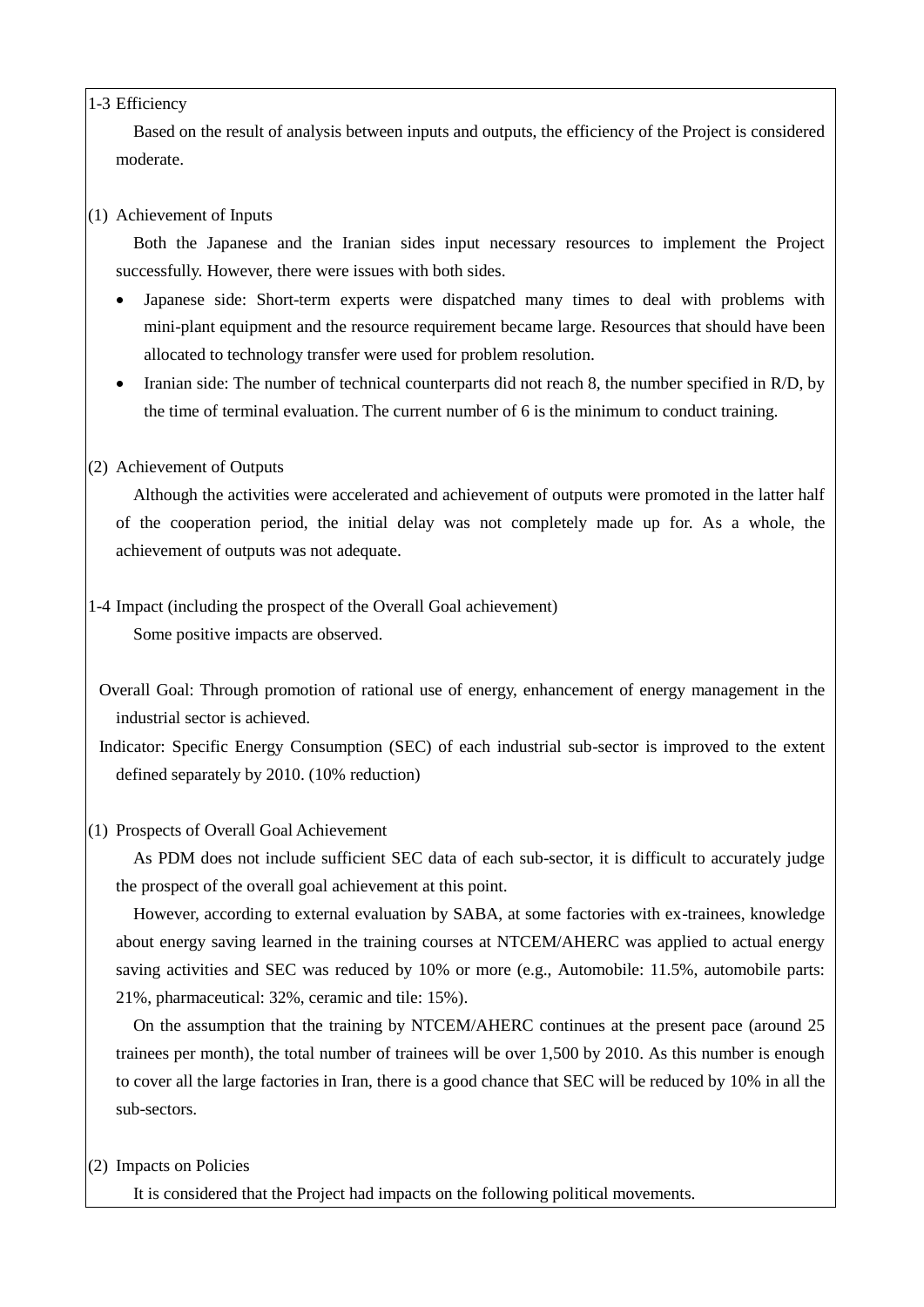1-3 Efficiency

Based on the result of analysis between inputs and outputs, the efficiency of the Project is considered moderate.

(1) Achievement of Inputs

Both the Japanese and the Iranian sides input necessary resources to implement the Project successfully. However, there were issues with both sides.

- Japanese side: Short-term experts were dispatched many times to deal with problems with mini-plant equipment and the resource requirement became large. Resources that should have been allocated to technology transfer were used for problem resolution.
- Iranian side: The number of technical counterparts did not reach 8, the number specified in R/D, by the time of terminal evaluation. The current number of 6 is the minimum to conduct training.

(2) Achievement of Outputs

Although the activities were accelerated and achievement of outputs were promoted in the latter half of the cooperation period, the initial delay was not completely made up for. As a whole, the achievement of outputs was not adequate.

1-4 Impact (including the prospect of the Overall Goal achievement)

Some positive impacts are observed.

Overall Goal: Through promotion of rational use of energy, enhancement of energy management in the industrial sector is achieved.

Indicator: Specific Energy Consumption (SEC) of each industrial sub-sector is improved to the extent defined separately by 2010. (10% reduction)

(1) Prospects of Overall Goal Achievement

As PDM does not include sufficient SEC data of each sub-sector, it is difficult to accurately judge the prospect of the overall goal achievement at this point.

However, according to external evaluation by SABA, at some factories with ex-trainees, knowledge about energy saving learned in the training courses at NTCEM/AHERC was applied to actual energy saving activities and SEC was reduced by 10% or more (e.g., Automobile: 11.5%, automobile parts: 21%, pharmaceutical: 32%, ceramic and tile: 15%).

On the assumption that the training by NTCEM/AHERC continues at the present pace (around 25 trainees per month), the total number of trainees will be over 1,500 by 2010. As this number is enough to cover all the large factories in Iran, there is a good chance that SEC will be reduced by 10% in all the sub-sectors.

(2) Impacts on Policies

It is considered that the Project had impacts on the following political movements.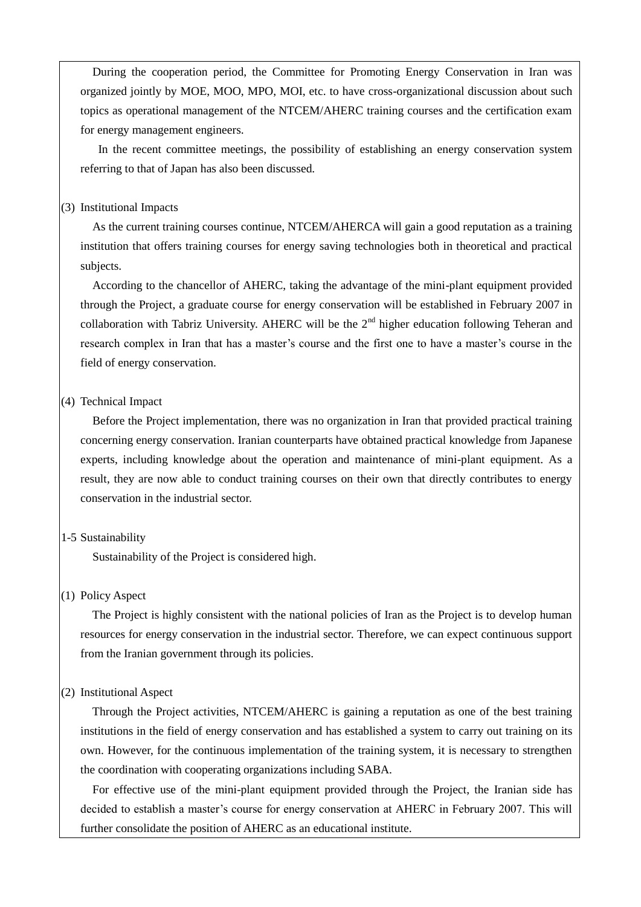During the cooperation period, the Committee for Promoting Energy Conservation in Iran was organized jointly by MOE, MOO, MPO, MOI, etc. to have cross-organizational discussion about such topics as operational management of the NTCEM/AHERC training courses and the certification exam for energy management engineers.

In the recent committee meetings, the possibility of establishing an energy conservation system referring to that of Japan has also been discussed.

(3) Institutional Impacts

As the current training courses continue, NTCEM/AHERCA will gain a good reputation as a training institution that offers training courses for energy saving technologies both in theoretical and practical subjects.

According to the chancellor of AHERC, taking the advantage of the mini-plant equipment provided through the Project, a graduate course for energy conservation will be established in February 2007 in collaboration with Tabriz University. AHERC will be the 2nd higher education following Teheran and research complex in Iran that has a master's course and the first one to have a master's course in the field of energy conservation.

(4) Technical Impact

Before the Project implementation, there was no organization in Iran that provided practical training concerning energy conservation. Iranian counterparts have obtained practical knowledge from Japanese experts, including knowledge about the operation and maintenance of mini-plant equipment. As a result, they are now able to conduct training courses on their own that directly contributes to energy conservation in the industrial sector.

1-5 Sustainability

Sustainability of the Project is considered high.

(1) Policy Aspect

The Project is highly consistent with the national policies of Iran as the Project is to develop human resources for energy conservation in the industrial sector. Therefore, we can expect continuous support from the Iranian government through its policies.

(2) Institutional Aspect

Through the Project activities, NTCEM/AHERC is gaining a reputation as one of the best training institutions in the field of energy conservation and has established a system to carry out training on its own. However, for the continuous implementation of the training system, it is necessary to strengthen the coordination with cooperating organizations including SABA.

For effective use of the mini-plant equipment provided through the Project, the Iranian side has decided to establish a master's course for energy conservation at AHERC in February 2007. This will further consolidate the position of AHERC as an educational institute.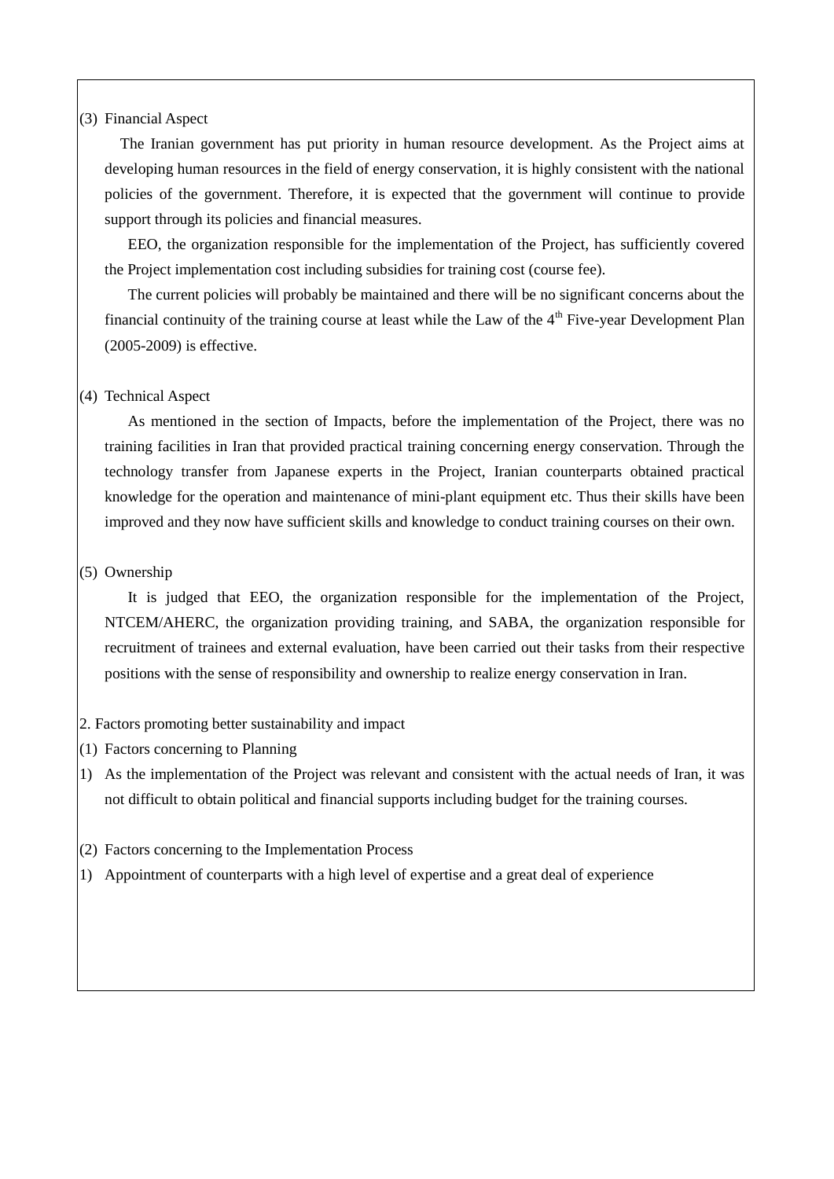(3) Financial Aspect

The Iranian government has put priority in human resource development. As the Project aims at developing human resources in the field of energy conservation, it is highly consistent with the national policies of the government. Therefore, it is expected that the government will continue to provide support through its policies and financial measures.

EEO, the organization responsible for the implementation of the Project, has sufficiently covered the Project implementation cost including subsidies for training cost (course fee).

The current policies will probably be maintained and there will be no significant concerns about the financial continuity of the training course at least while the Law of the 4th Five-year Development Plan (2005-2009) is effective.

(4) Technical Aspect

As mentioned in the section of Impacts, before the implementation of the Project, there was no training facilities in Iran that provided practical training concerning energy conservation. Through the technology transfer from Japanese experts in the Project, Iranian counterparts obtained practical knowledge for the operation and maintenance of mini-plant equipment etc. Thus their skills have been improved and they now have sufficient skills and knowledge to conduct training courses on their own.

(5) Ownership

It is judged that EEO, the organization responsible for the implementation of the Project, NTCEM/AHERC, the organization providing training, and SABA, the organization responsible for recruitment of trainees and external evaluation, have been carried out their tasks from their respective positions with the sense of responsibility and ownership to realize energy conservation in Iran.

2. Factors promoting better sustainability and impact

(1) Factors concerning to Planning

1) As the implementation of the Project was relevant and consistent with the actual needs of Iran, it was not difficult to obtain political and financial supports including budget for the training courses.

(2) Factors concerning to the Implementation Process

1) Appointment of counterparts with a high level of expertise and a great deal of experience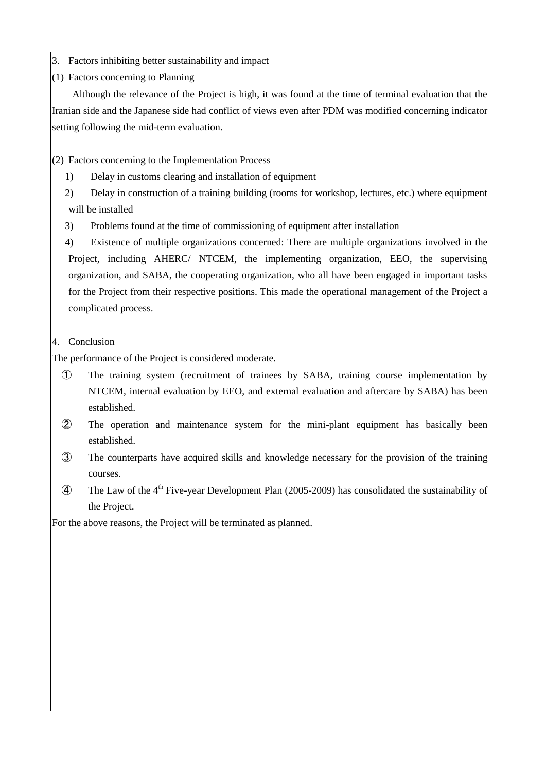3. Factors inhibiting better sustainability and impact

(1) Factors concerning to Planning

Although the relevance of the Project is high, it was found at the time of terminal evaluation that the Iranian side and the Japanese side had conflict of views even after PDM was modified concerning indicator setting following the mid-term evaluation.

(2) Factors concerning to the Implementation Process

1) Delay in customs clearing and installation of equipment

2) Delay in construction of a training building (rooms for workshop, lectures, etc.) where equipment will be installed

3) Problems found at the time of commissioning of equipment after installation

4) Existence of multiple organizations concerned: There are multiple organizations involved in the Project, including AHERC/ NTCEM, the implementing organization, EEO, the supervising organization, and SABA, the cooperating organization, who all have been engaged in important tasks for the Project from their respective positions. This made the operational management of the Project a complicated process.

4. Conclusion

The performance of the Project is considered moderate.

① The training system (recruitment of trainees by SABA, training course implementation by NTCEM, internal evaluation by EEO, and external evaluation and aftercare by SABA) has been established.

② The operation and maintenance system for the mini-plant equipment has basically been established.

③ The counterparts have acquired skills and knowledge necessary for the provision of the training courses.

④ The Law of the 4th Five-year Development Plan (2005-2009) has consolidated the sustainability of the Project.

For the above reasons, the Project will be terminated as planned.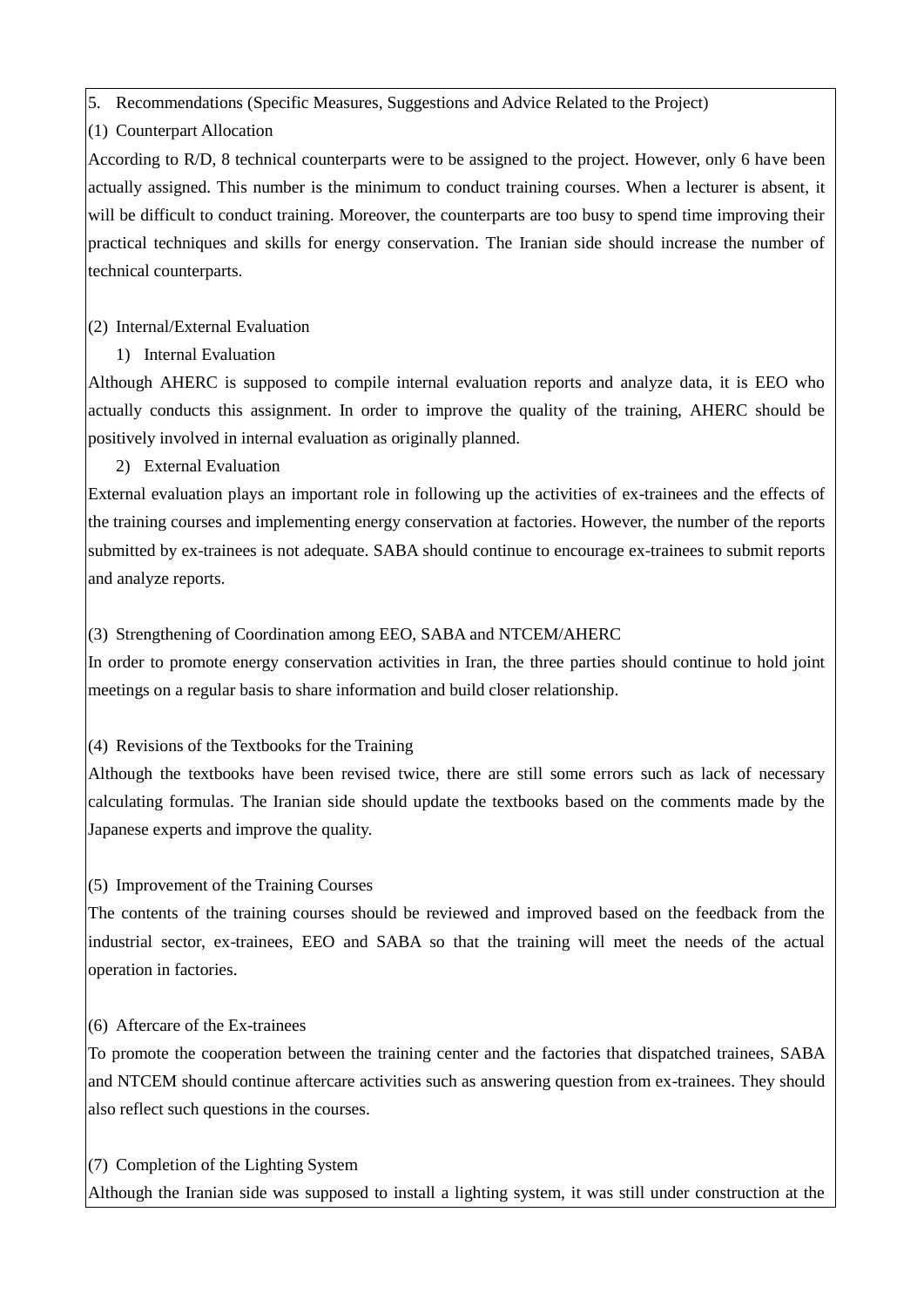5. Recommendations (Specific Measures, Suggestions and Advice Related to the Project)

(1) Counterpart Allocation

According to R/D, 8 technical counterparts were to be assigned to the project. However, only 6 have been actually assigned. This number is the minimum to conduct training courses. When a lecturer is absent, it will be difficult to conduct training. Moreover, the counterparts are too busy to spend time improving their practical techniques and skills for energy conservation. The Iranian side should increase the number of technical counterparts.

(2) Internal/External Evaluation

1) Internal Evaluation

Although AHERC is supposed to compile internal evaluation reports and analyze data, it is EEO who actually conducts this assignment. In order to improve the quality of the training, AHERC should be positively involved in internal evaluation as originally planned.

2) External Evaluation

External evaluation plays an important role in following up the activities of ex-trainees and the effects of the training courses and implementing energy conservation at factories. However, the number of the reports submitted by ex-trainees is not adequate. SABA should continue to encourage ex-trainees to submit reports and analyze reports.

(3) Strengthening of Coordination among EEO, SABA and NTCEM/AHERC

In order to promote energy conservation activities in Iran, the three parties should continue to hold joint meetings on a regular basis to share information and build closer relationship.

(4) Revisions of the Textbooks for the Training

Although the textbooks have been revised twice, there are still some errors such as lack of necessary calculating formulas. The Iranian side should update the textbooks based on the comments made by the Japanese experts and improve the quality.

(5) Improvement of the Training Courses

The contents of the training courses should be reviewed and improved based on the feedback from the industrial sector, ex-trainees, EEO and SABA so that the training will meet the needs of the actual operation in factories.

(6) Aftercare of the Ex-trainees

To promote the cooperation between the training center and the factories that dispatched trainees, SABA and NTCEM should continue aftercare activities such as answering question from ex-trainees. They should also reflect such questions in the courses.

(7) Completion of the Lighting System

Although the Iranian side was supposed to install a lighting system, it was still under construction at the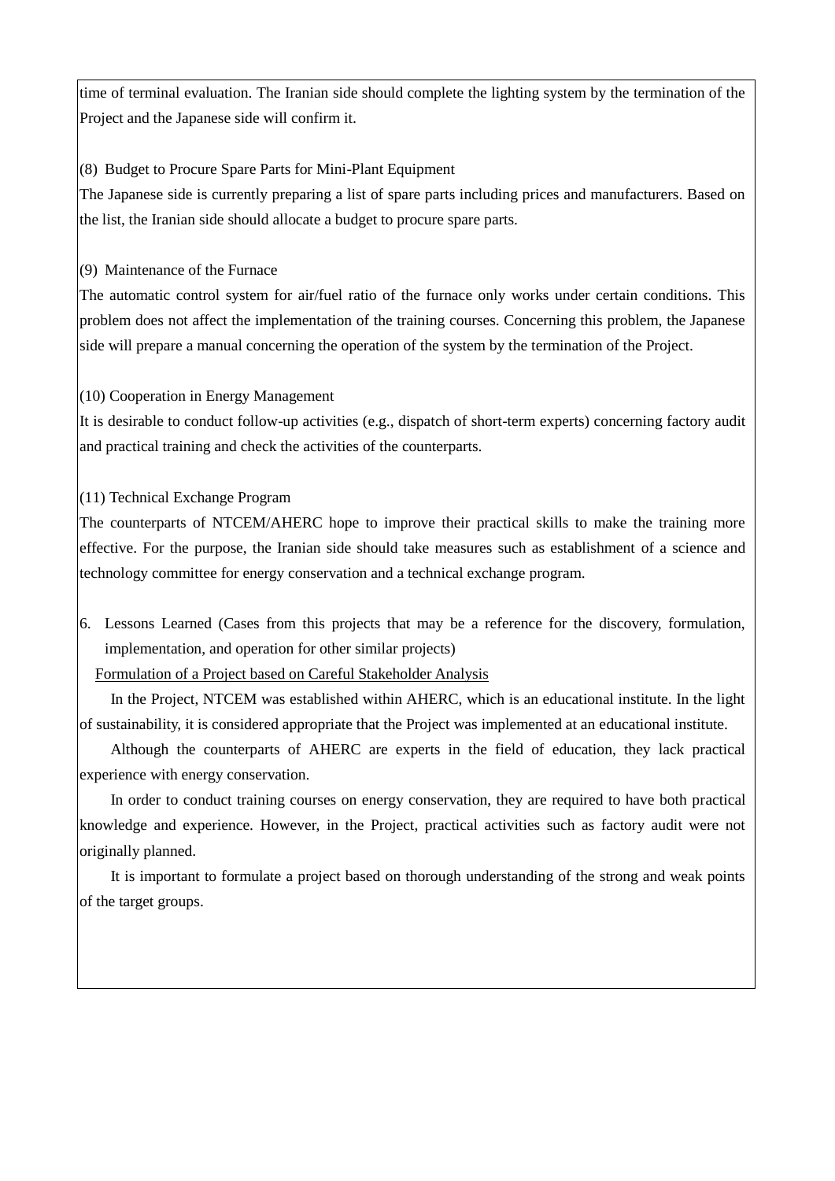time of terminal evaluation. The Iranian side should complete the lighting system by the termination of the Project and the Japanese side will confirm it.

(8) Budget to Procure Spare Parts for Mini-Plant Equipment

The Japanese side is currently preparing a list of spare parts including prices and manufacturers. Based on the list, the Iranian side should allocate a budget to procure spare parts.

(9) Maintenance of the Furnace

The automatic control system for air/fuel ratio of the furnace only works under certain conditions. This problem does not affect the implementation of the training courses. Concerning this problem, the Japanese side will prepare a manual concerning the operation of the system by the termination of the Project.

(10) Cooperation in Energy Management

It is desirable to conduct follow-up activities (e.g., dispatch of short-term experts) concerning factory audit and practical training and check the activities of the counterparts.

(11) Technical Exchange Program

The counterparts of NTCEM/AHERC hope to improve their practical skills to make the training more effective. For the purpose, the Iranian side should take measures such as establishment of a science and technology committee for energy conservation and a technical exchange program.

6. Lessons Learned (Cases from this projects that may be a reference for the discovery, formulation, implementation, and operation for other similar projects)

Formulation of a Project based on Careful Stakeholder Analysis

In the Project, NTCEM was established within AHERC, which is an educational institute. In the light of sustainability, it is considered appropriate that the Project was implemented at an educational institute.

Although the counterparts of AHERC are experts in the field of education, they lack practical experience with energy conservation.

In order to conduct training courses on energy conservation, they are required to have both practical knowledge and experience. However, in the Project, practical activities such as factory audit were not originally planned.

It is important to formulate a project based on thorough understanding of the strong and weak points of the target groups.